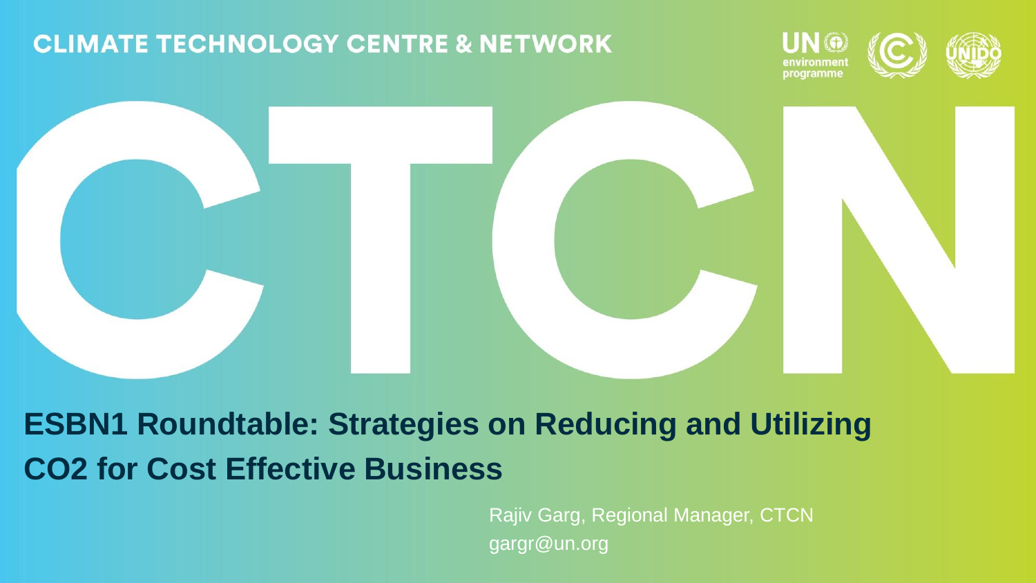CLIMATE TECHNOLOGY CENTRE & NETWORK

UN environment programme

# CTCN

## ESBN1 Roundtable: Strategies on Reducing and Utilizing CO2 for Cost Effective Business

Rajiv Garg, Regional Manager, CTCN
gargr@un.org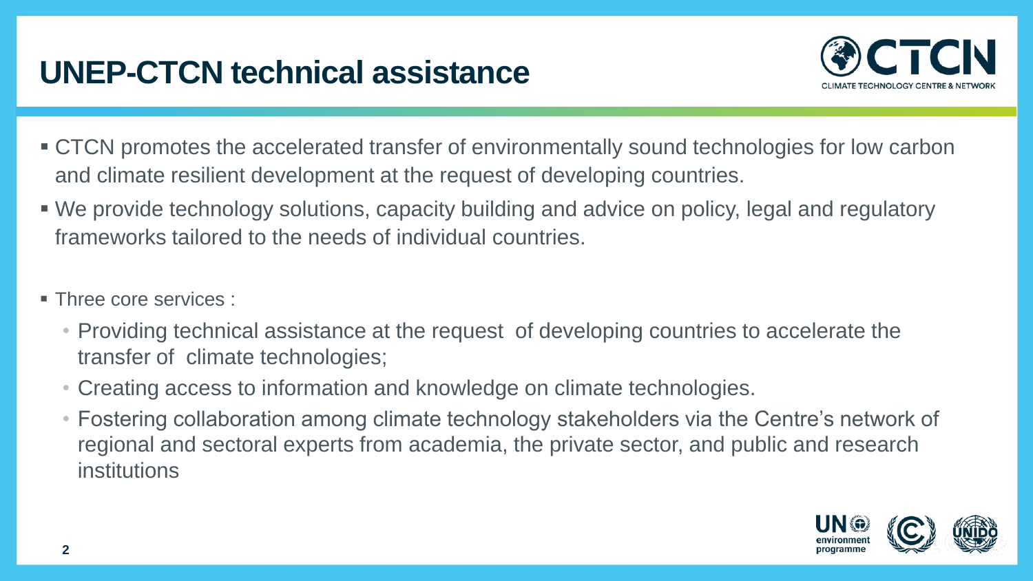# UNEP-CTCN technical assistance

- CTCN promotes the accelerated transfer of environmentally sound technologies for low carbon and climate resilient development at the request of developing countries.
- We provide technology solutions, capacity building and advice on policy, legal and regulatory frameworks tailored to the needs of individual countries.

- Three core services :
  - Providing technical assistance at the request of developing countries to accelerate the transfer of climate technologies;
  - Creating access to information and knowledge on climate technologies.
  - Fostering collaboration among climate technology stakeholders via the Centre's network of regional and sectoral experts from academia, the private sector, and public and research institutions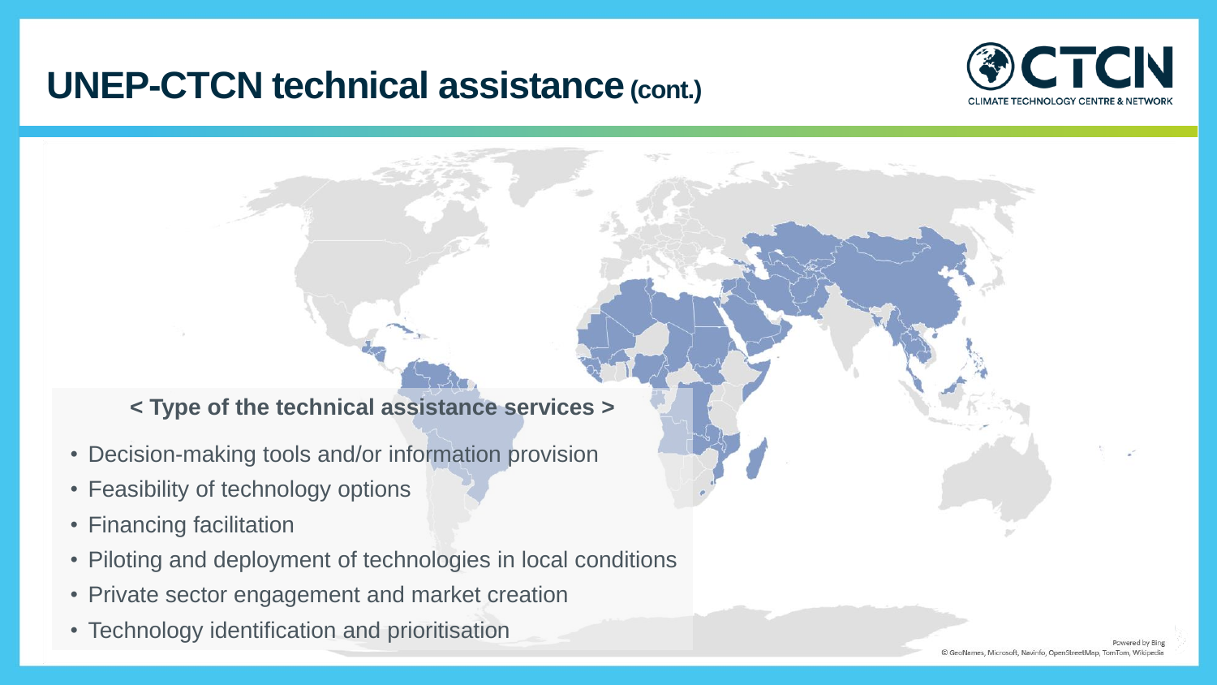# UNEP-CTCN technical assistance (cont.)

**< Type of the technical assistance services >**

- Decision-making tools and/or information provision
- Feasibility of technology options
- Financing facilitation
- Piloting and deployment of technologies in local conditions
- Private sector engagement and market creation
- Technology identification and prioritisation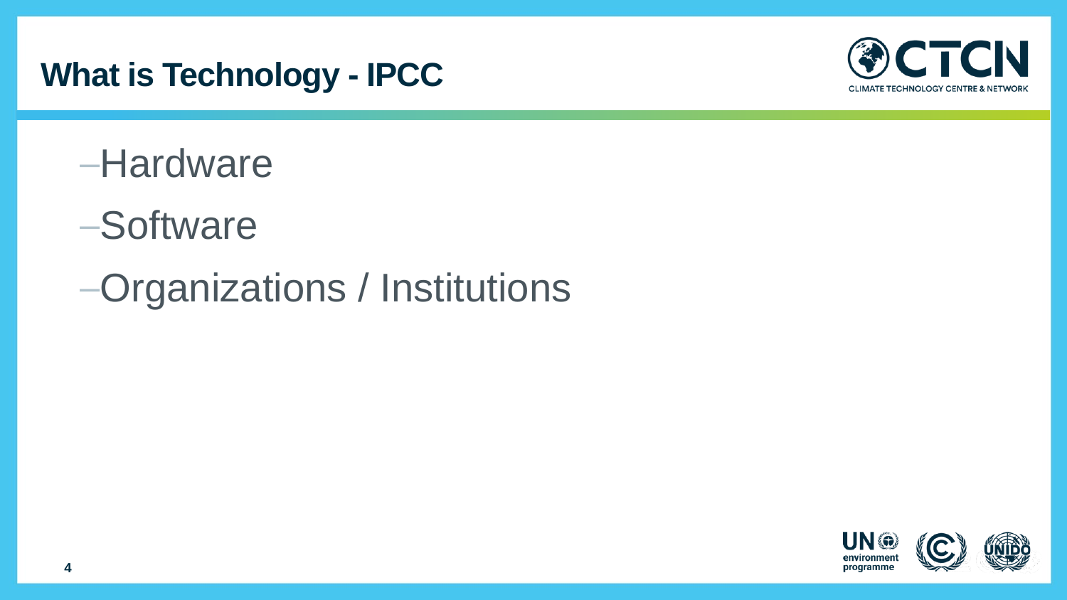# What is Technology - IPCC

- Hardware
- Software
- Organizations / Institutions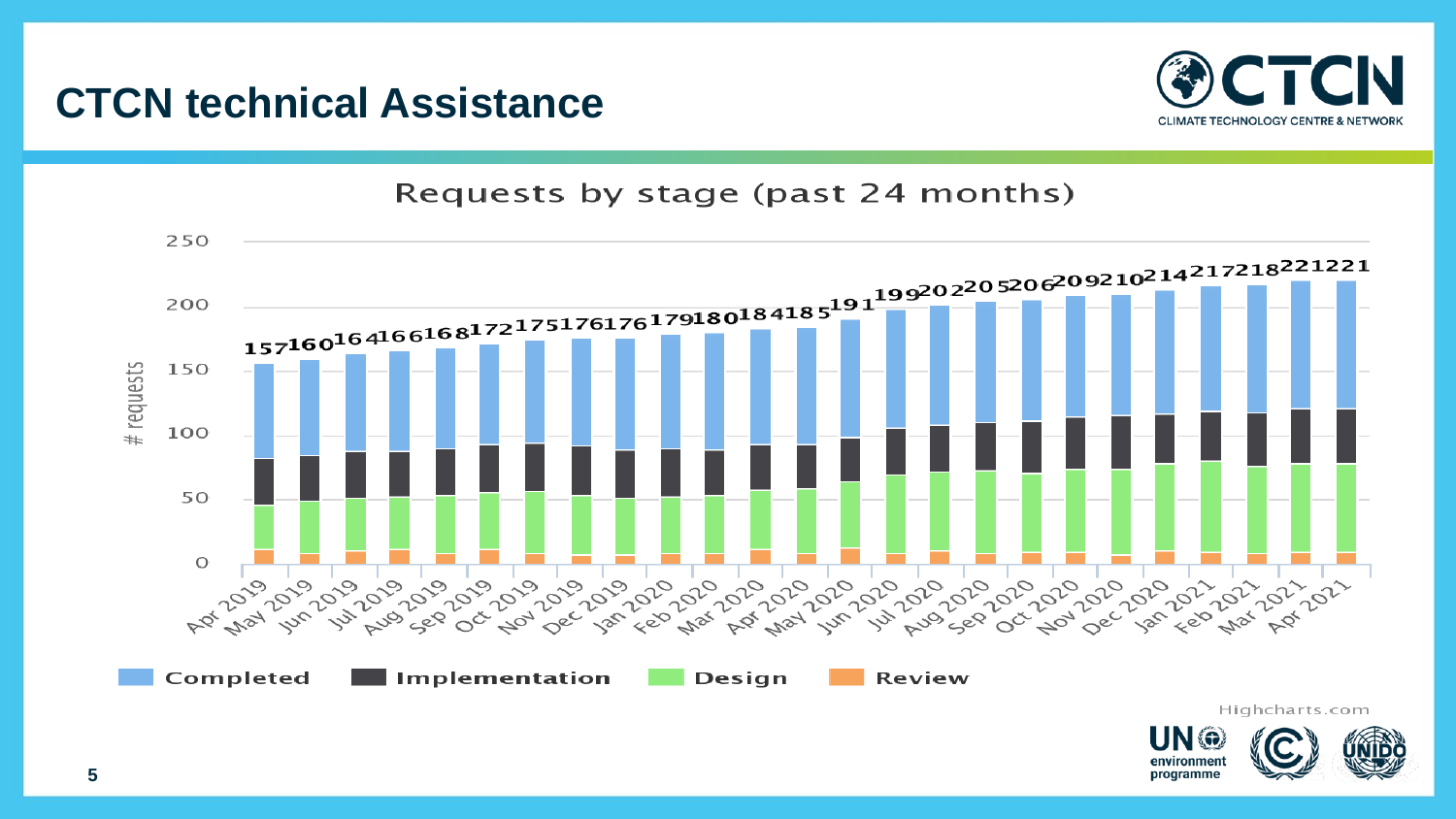# CTCN technical Assistance

## Requests by stage (past 24 months)

| Month | Total requests |
|---|---|
| Apr 2019 | 157 |
| May 2019 | 160 |
| Jun 2019 | 164 |
| Jul 2019 | 166 |
| Aug 2019 | 168 |
| Sep 2019 | 172 |
| Oct 2019 | 175 |
| Nov 2019 | 176 |
| Dec 2019 | 176 |
| Jan 2020 | 179 |
| Feb 2020 | 180 |
| Mar 2020 | 184 |
| Apr 2020 | 185 |
| May 2020 | 191 |
| Jun 2020 | 199 |
| Jul 2020 | 202 |
| Aug 2020 | 205 |
| Sep 2020 | 206 |
| Oct 2020 | 209 |
| Nov 2020 | 210 |
| Dec 2020 | 214 |
| Jan 2021 | 217 |
| Feb 2021 | 218 |
| Mar 2021 | 221 |
| Apr 2021 | 221 |

Legend: Completed, Implementation, Design, Review

Highcharts.com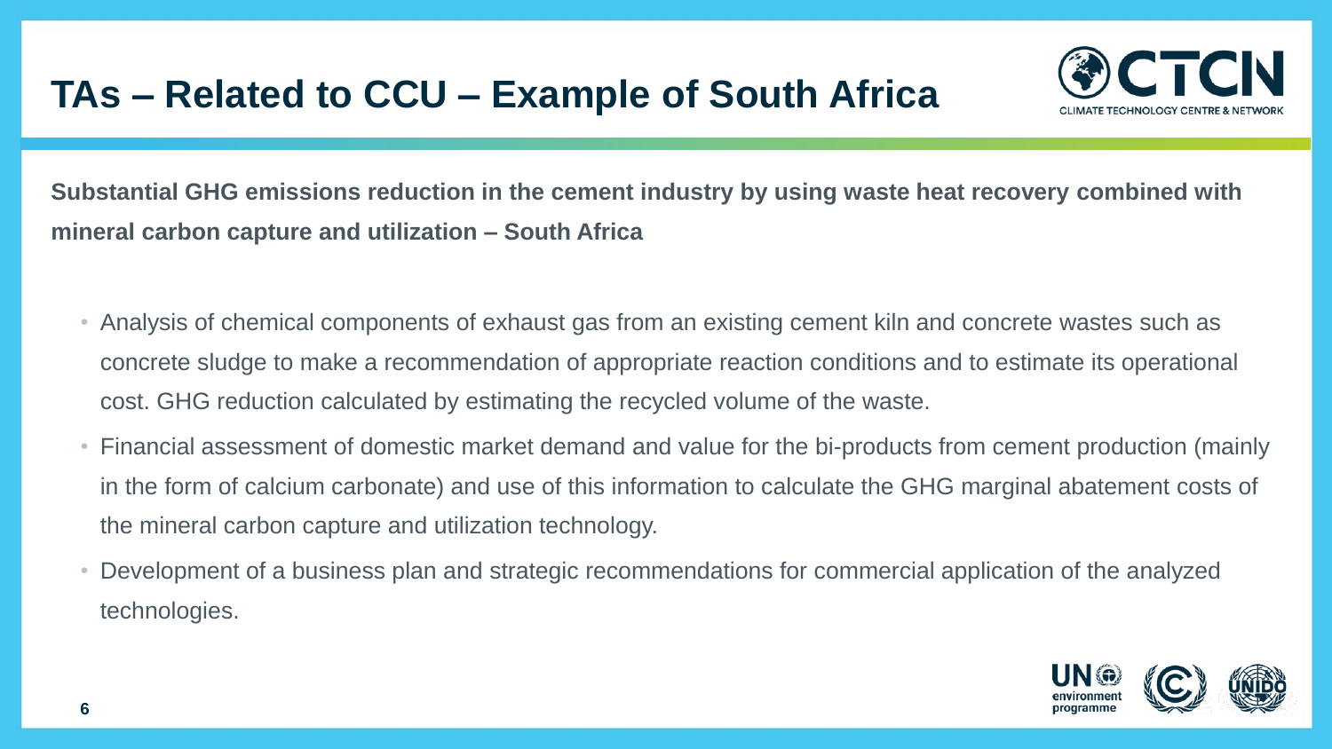# TAs – Related to CCU – Example of South Africa

**Substantial GHG emissions reduction in the cement industry by using waste heat recovery combined with mineral carbon capture and utilization – South Africa**

- Analysis of chemical components of exhaust gas from an existing cement kiln and concrete wastes such as concrete sludge to make a recommendation of appropriate reaction conditions and to estimate its operational cost. GHG reduction calculated by estimating the recycled volume of the waste.
- Financial assessment of domestic market demand and value for the bi-products from cement production (mainly in the form of calcium carbonate) and use of this information to calculate the GHG marginal abatement costs of the mineral carbon capture and utilization technology.
- Development of a business plan and strategic recommendations for commercial application of the analyzed technologies.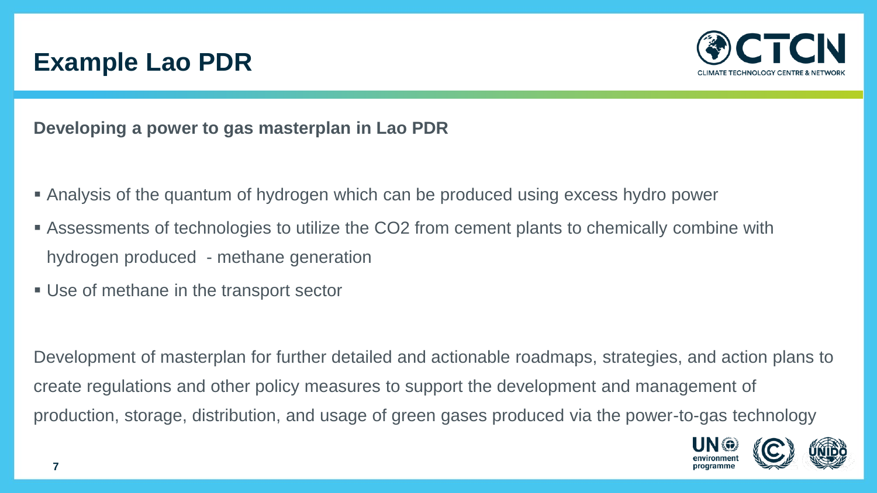# Example Lao PDR

**Developing a power to gas masterplan in Lao PDR**

- Analysis of the quantum of hydrogen which can be produced using excess hydro power
- Assessments of technologies to utilize the $CO_2$ from cement plants to chemically combine with hydrogen produced - methane generation
- Use of methane in the transport sector

Development of masterplan for further detailed and actionable roadmaps, strategies, and action plans to create regulations and other policy measures to support the development and management of production, storage, distribution, and usage of green gases produced via the power-to-gas technology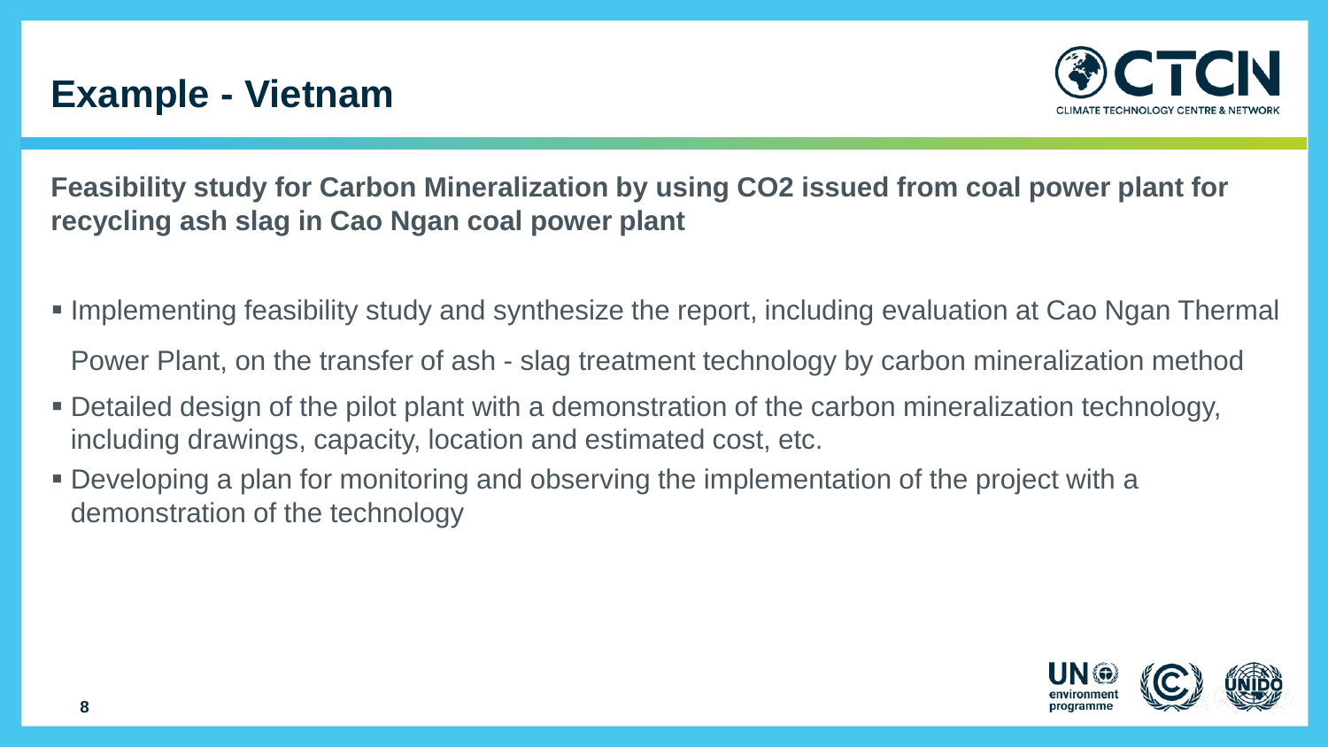# Example - Vietnam

**Feasibility study for Carbon Mineralization by using CO2 issued from coal power plant for recycling ash slag in Cao Ngan coal power plant**

- Implementing feasibility study and synthesize the report, including evaluation at Cao Ngan Thermal Power Plant, on the transfer of ash - slag treatment technology by carbon mineralization method
- Detailed design of the pilot plant with a demonstration of the carbon mineralization technology, including drawings, capacity, location and estimated cost, etc.
- Developing a plan for monitoring and observing the implementation of the project with a demonstration of the technology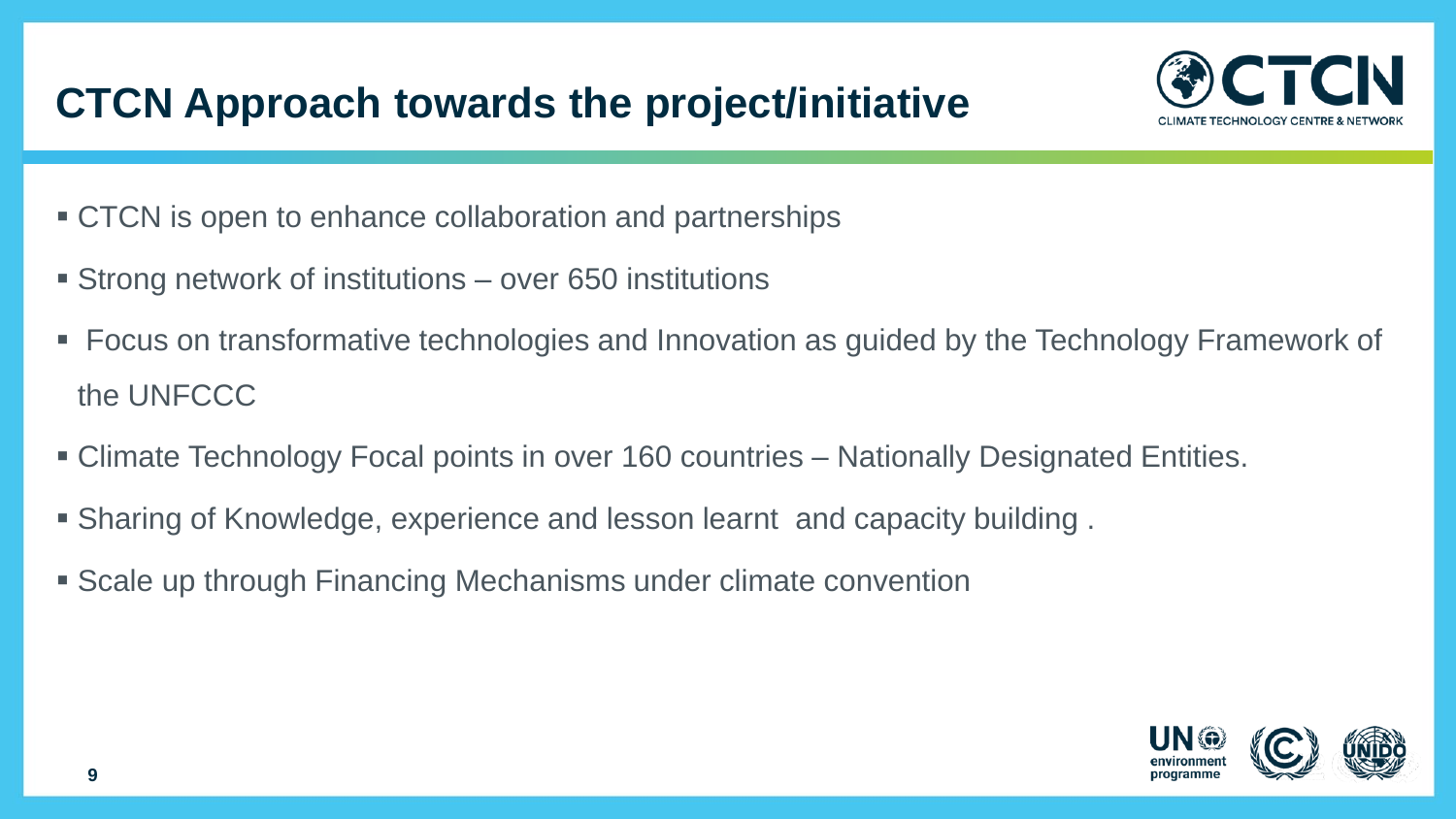# CTCN Approach towards the project/initiative

- CTCN is open to enhance collaboration and partnerships
- Strong network of institutions – over 650 institutions
- Focus on transformative technologies and Innovation as guided by the Technology Framework of the UNFCCC
- Climate Technology Focal points in over 160 countries – Nationally Designated Entities.
- Sharing of Knowledge, experience and lesson learnt and capacity building .
- Scale up through Financing Mechanisms under climate convention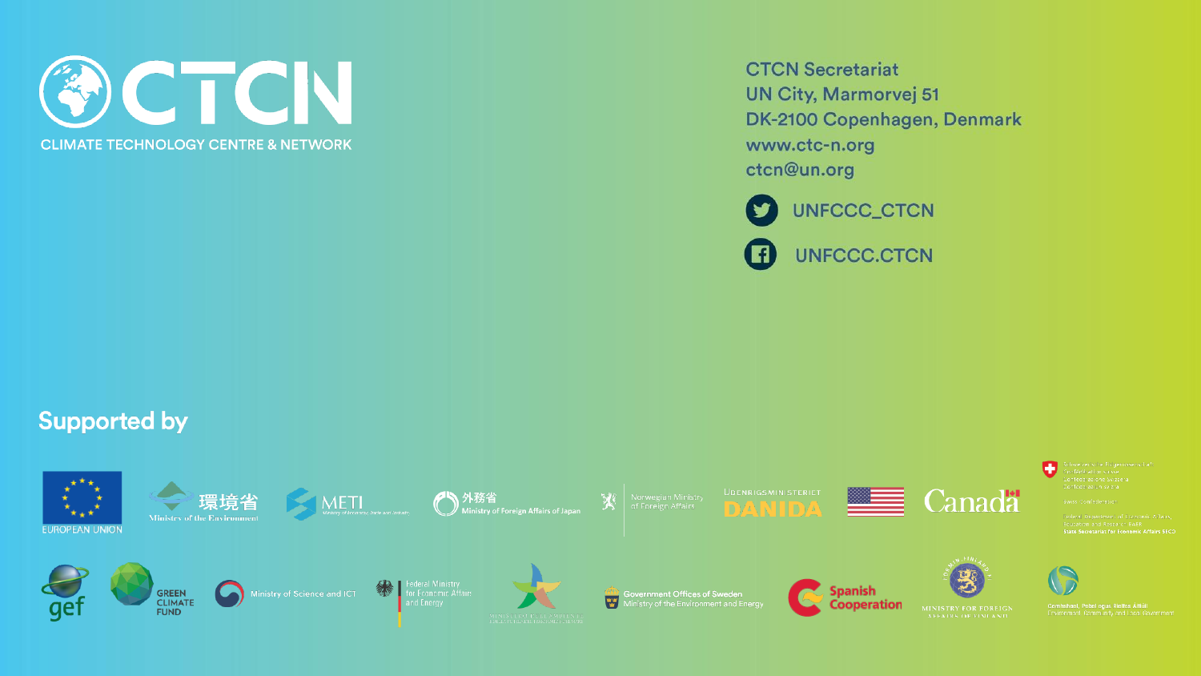CTCN

CLIMATE TECHNOLOGY CENTRE & NETWORK

CTCN Secretariat
UN City, Marmorvej 51
DK-2100 Copenhagen, Denmark
www.ctc-n.org
ctcn@un.org

UNFCCC_CTCN

UNFCCC.CTCN

## Supported by

EUROPEAN UNION

環境省 Ministry of the Environment

METI

外務省 Ministry of Foreign Affairs of Japan

Norwegian Ministry of Foreign Affairs

UDENRIGSMINISTERIET DANIDA

Canada

gef

GREEN CLIMATE FUND

Ministry of Science and ICT

Federal Ministry for Economic Affairs and Energy

Government Offices of Sweden Ministry of the Environment and Energy

Spanish Cooperation

MINISTRY FOR FOREIGN AFFAIRS OF FINLAND